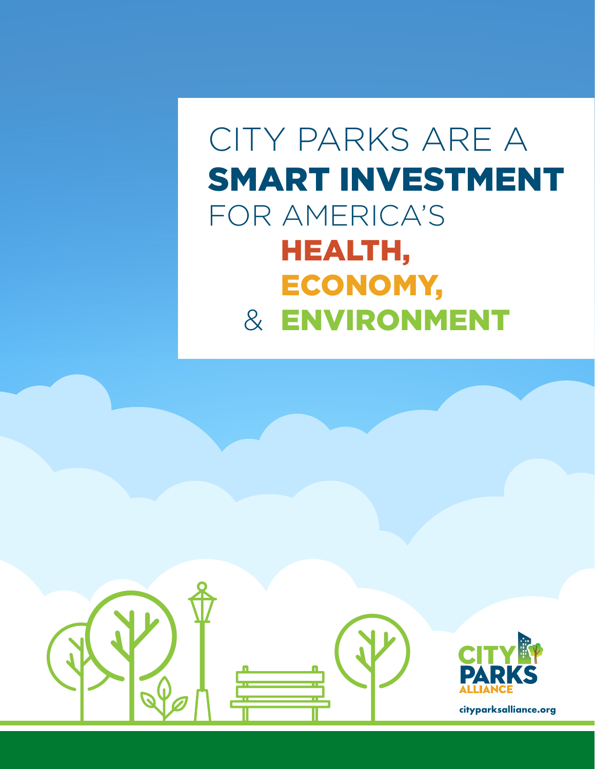# CITY PARKS ARE A SMART INVESTMENT FOR AMERICA'S HEALTH, ECONOMY, & ENVIRONMENT

CITY PARKS ALLIANCE

cityparksalliance.org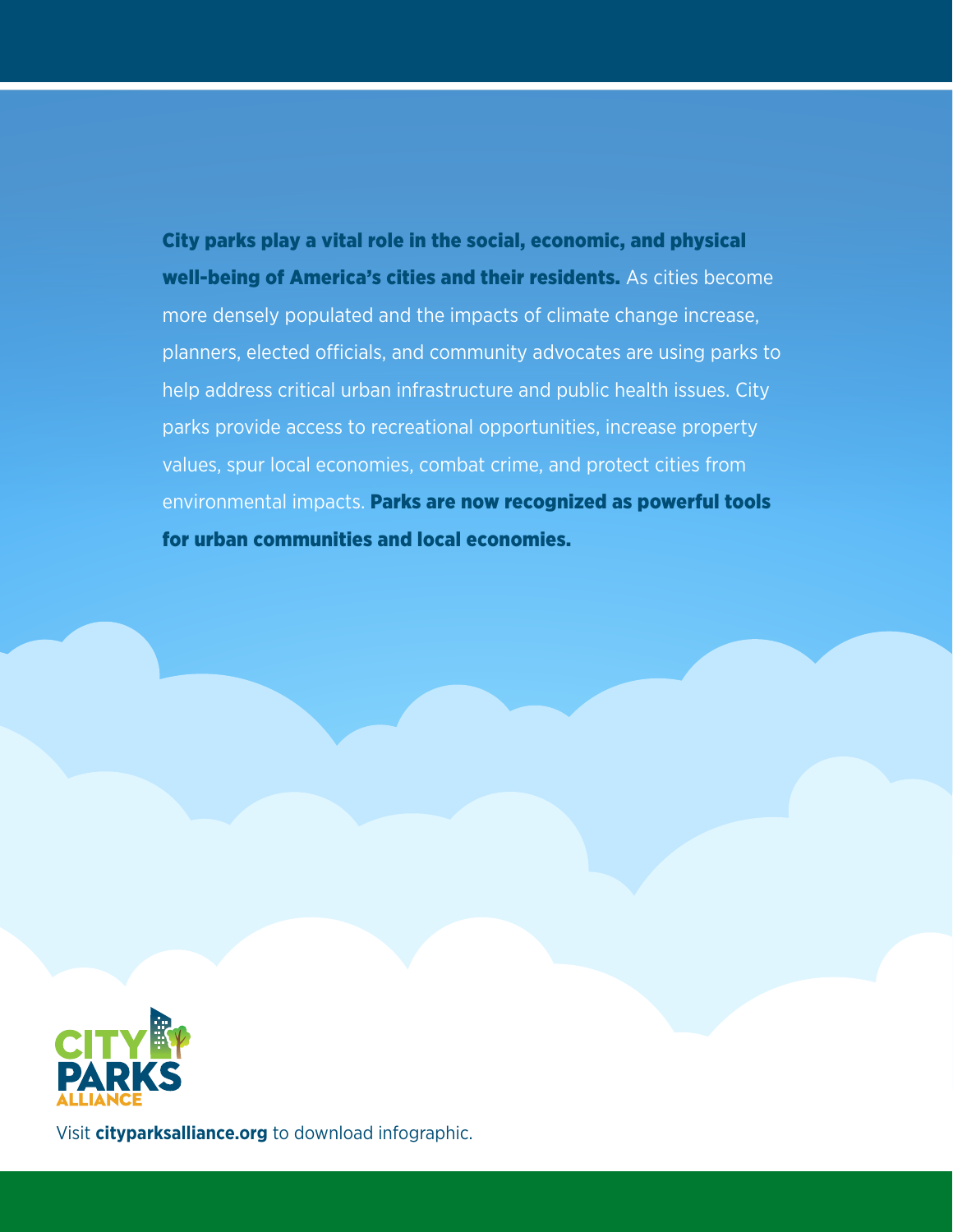**City parks play a vital role in the social, economic, and physical well-being of America's cities and their residents.** As cities become more densely populated and the impacts of climate change increase, planners, elected officials, and community advocates are using parks to help address critical urban infrastructure and public health issues. City parks provide access to recreational opportunities, increase property values, spur local economies, combat crime, and protect cities from environmental impacts. **Parks are now recognized as powerful tools for urban communities and local economies.**

CITY PARKS ALLIANCE

Visit **cityparksalliance.org** to download infographic.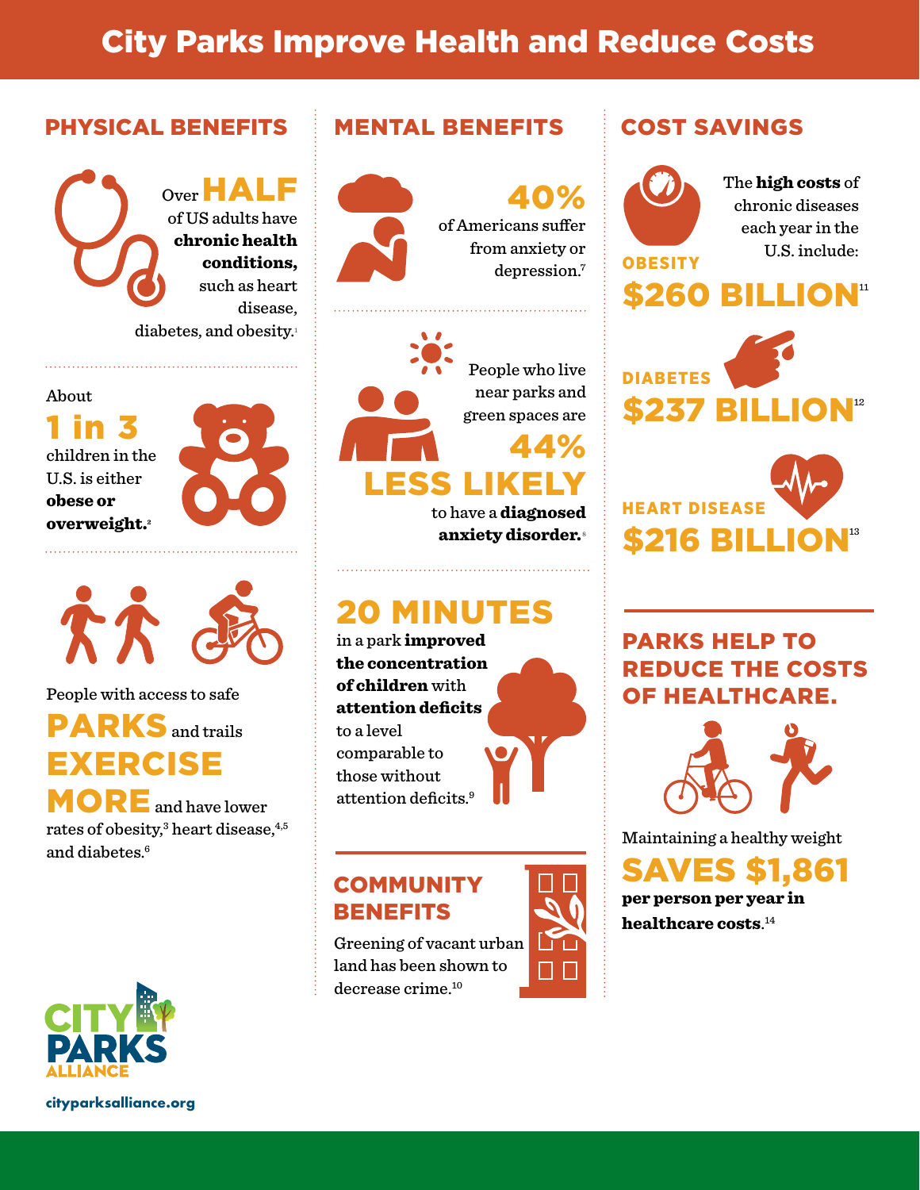# City Parks Improve Health and Reduce Costs

## PHYSICAL BENEFITS

Over **HALF** of US adults have **chronic health conditions,** such as heart disease, diabetes, and obesity.[1]

About **1 in 3** children in the U.S. is either **obese or overweight.**[2]

People with access to safe **PARKS** and trails **EXERCISE MORE** and have lower rates of obesity,[3] heart disease,[4,5] and diabetes.[6]

## MENTAL BENEFITS

**40%** of Americans suffer from anxiety or depression.[7]

People who live near parks and green spaces are **44% LESS LIKELY** to have a **diagnosed anxiety disorder.**[8]

**20 MINUTES** in a park **improved the concentration of children** with **attention deficits** to a level comparable to those without attention deficits.[9]

## COMMUNITY BENEFITS

Greening of vacant urban land has been shown to decrease crime.[10]

## COST SAVINGS

The **high costs** of chronic diseases each year in the U.S. include:

**OBESITY**
**$260 BILLION**[11]

**DIABETES**
**$237 BILLION**[12]

**HEART DISEASE**
**$216 BILLION**[13]

## PARKS HELP TO REDUCE THE COSTS OF HEALTHCARE.

Maintaining a healthy weight **SAVES $1,861** **per person per year in healthcare costs.**[14]

CITY PARKS ALLIANCE

cityparksalliance.org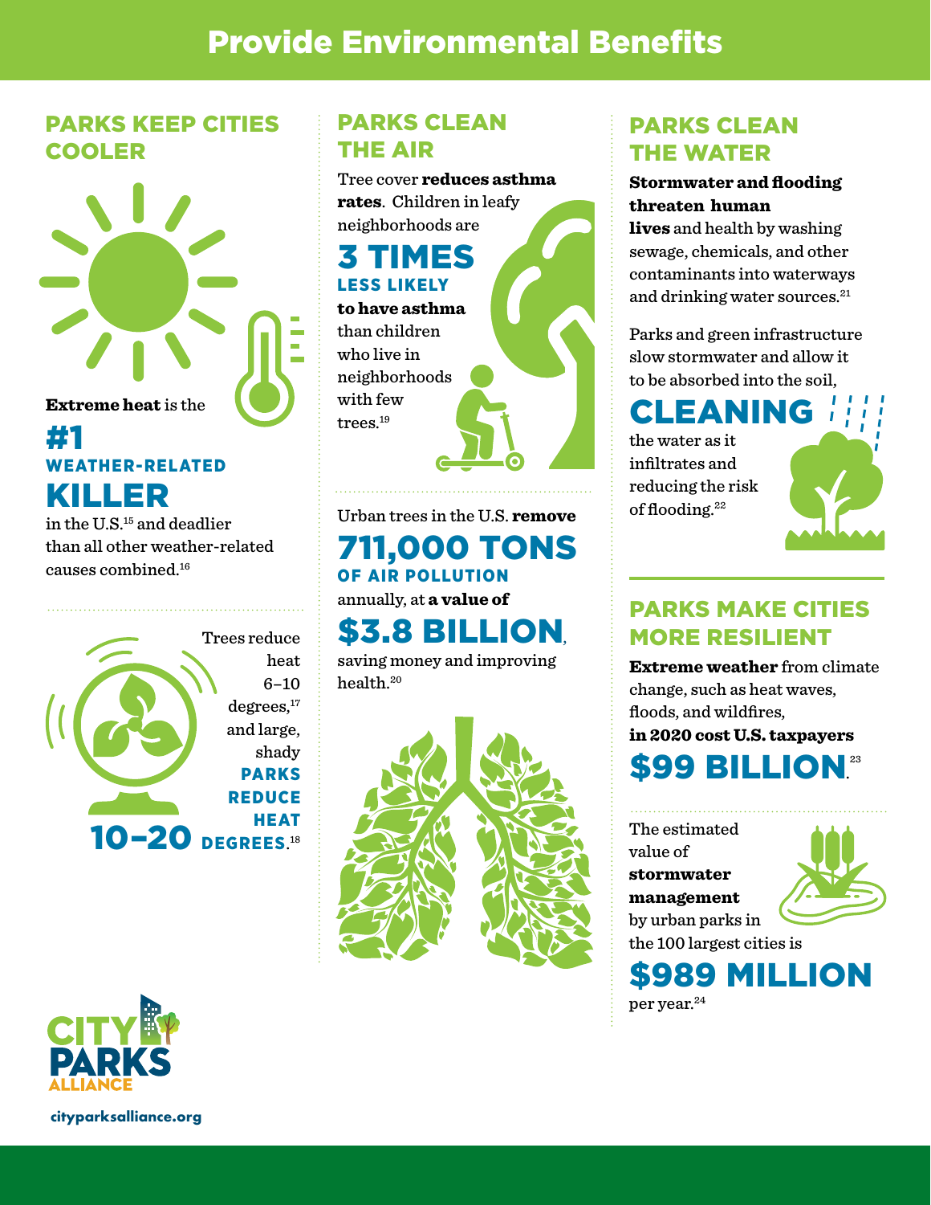# Provide Environmental Benefits

## PARKS KEEP CITIES COOLER

**Extreme heat** is the **#1 WEATHER-RELATED KILLER** in the U.S.[15] and deadlier than all other weather-related causes combined.[16]

Trees reduce heat 6–10 degrees,[17] and large, shady **PARKS REDUCE HEAT 10–20 DEGREES**.[18]

## PARKS CLEAN THE AIR

Tree cover **reduces asthma rates**. Children in leafy neighborhoods are **3 TIMES LESS LIKELY to have asthma** than children who live in neighborhoods with few trees.[19]

Urban trees in the U.S. **remove 711,000 TONS OF AIR POLLUTION** annually, at **a value of $3.8 BILLION**, saving money and improving health.[20]

## PARKS CLEAN THE WATER

**Stormwater and flooding threaten human lives** and health by washing sewage, chemicals, and other contaminants into waterways and drinking water sources.[21]

Parks and green infrastructure slow stormwater and allow it to be absorbed into the soil, **CLEANING** the water as it infiltrates and reducing the risk of flooding.[22]

## PARKS MAKE CITIES MORE RESILIENT

**Extreme weather** from climate change, such as heat waves, floods, and wildfires, **in 2020 cost U.S. taxpayers $99 BILLION**.[23]

The estimated value of **stormwater management** by urban parks in the 100 largest cities is **$989 MILLION** per year.[24]

CITY PARKS ALLIANCE

cityparksalliance.org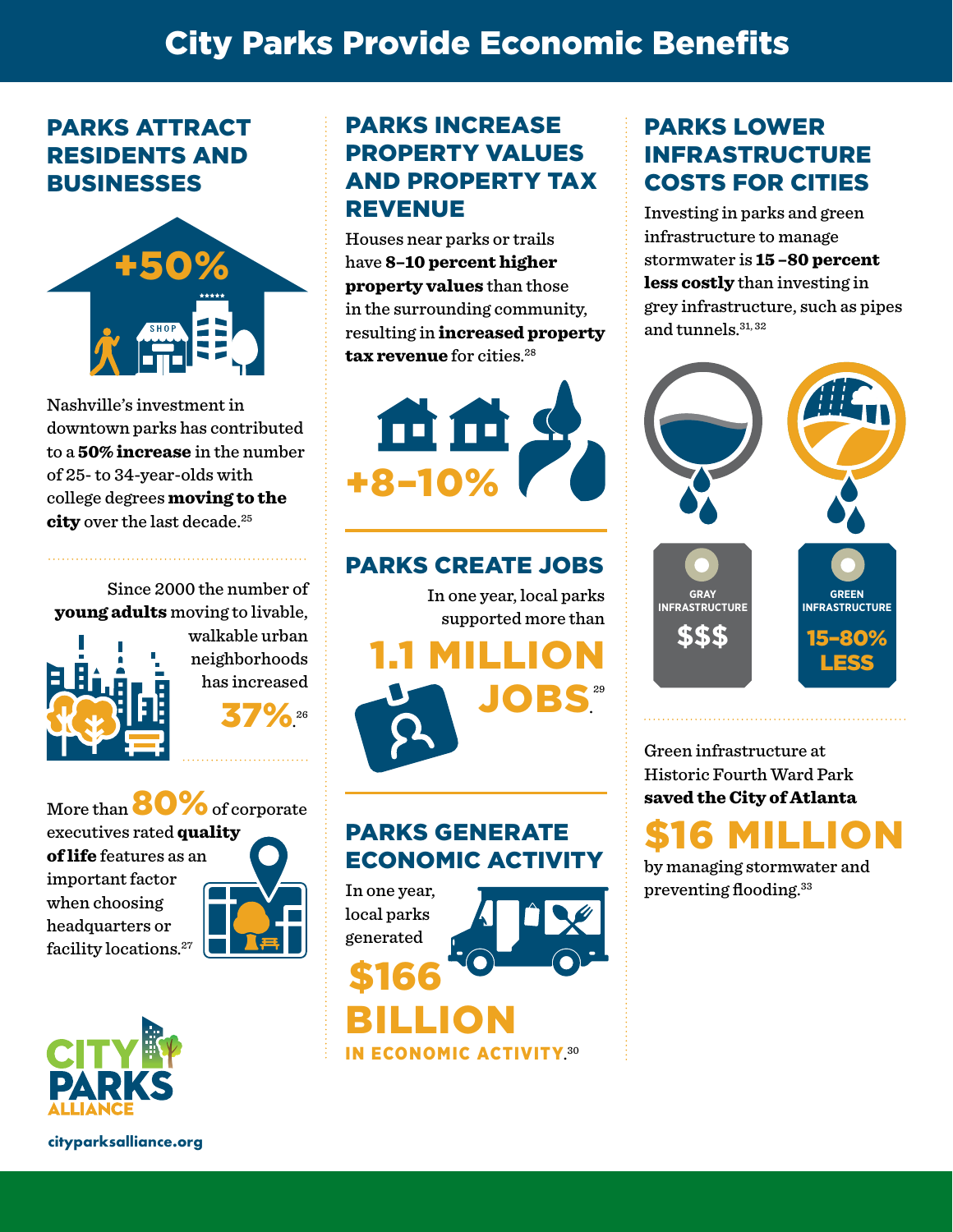# City Parks Provide Economic Benefits

## PARKS ATTRACT RESIDENTS AND BUSINESSES

+50%

SHOP

Nashville's investment in downtown parks has contributed to a **50% increase** in the number of 25- to 34-year-olds with college degrees **moving to the city** over the last decade.[25]

Since 2000 the number of **young adults** moving to livable, walkable urban neighborhoods has increased **37%**.[26]

More than **80%** of corporate executives rated **quality of life** features as an important factor when choosing headquarters or facility locations.[27]

## PARKS INCREASE PROPERTY VALUES AND PROPERTY TAX REVENUE

Houses near parks or trails have **8–10 percent higher property values** than those in the surrounding community, resulting in **increased property tax revenue** for cities.[28]

**+8–10%**

## PARKS CREATE JOBS

In one year, local parks supported more than

**1.1 MILLION JOBS**.[29]

## PARKS GENERATE ECONOMIC ACTIVITY

In one year, local parks generated

**$166 BILLION**

**IN ECONOMIC ACTIVITY**.[30]

## PARKS LOWER INFRASTRUCTURE COSTS FOR CITIES

Investing in parks and green infrastructure to manage stormwater is **15 –80 percent less costly** than investing in grey infrastructure, such as pipes and tunnels.[31, 32]

GRAY INFRASTRUCTURE **$$$**

GREEN INFRASTRUCTURE **15–80% LESS**

Green infrastructure at Historic Fourth Ward Park **saved the City of Atlanta**

**$16 MILLION**

by managing stormwater and preventing flooding.[33]

CITY PARKS ALLIANCE

cityparksalliance.org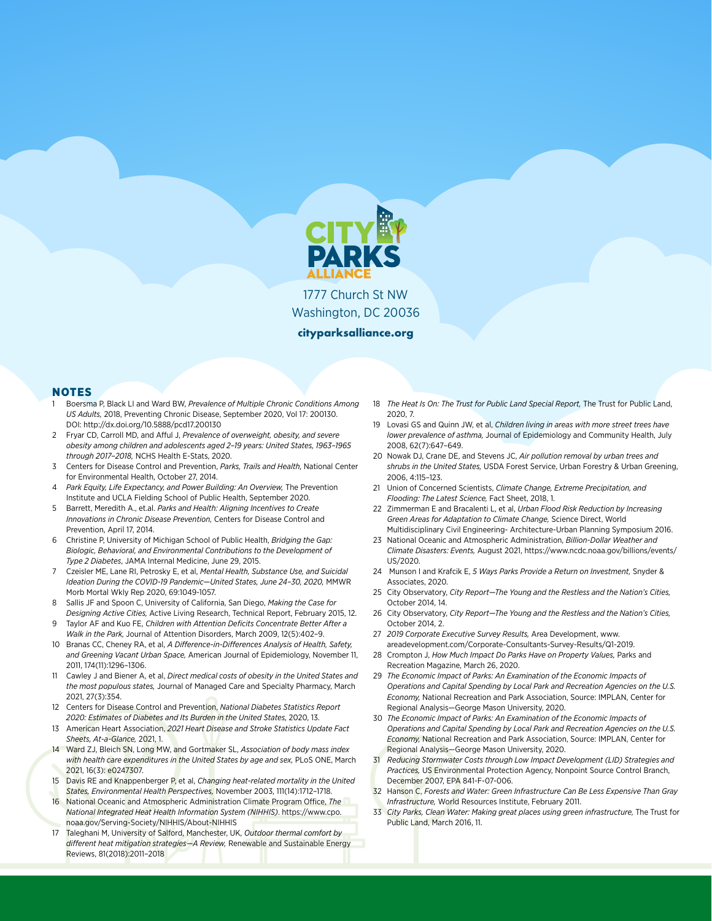CITY PARKS ALLIANCE

1777 Church St NW
Washington, DC 20036

**cityparksalliance.org**

## NOTES

1. Boersma P, Black LI and Ward BW, *Prevalence of Multiple Chronic Conditions Among US Adults,* 2018, Preventing Chronic Disease, September 2020, Vol 17: 200130. DOI: http://dx.doi.org/10.5888/pcd17.200130
2. Fryar CD, Carroll MD, and Afful J, *Prevalence of overweight, obesity, and severe obesity among children and adolescents aged 2–19 years: United States, 1963–1965 through 2017–2018,* NCHS Health E-Stats, 2020.
3. Centers for Disease Control and Prevention, *Parks, Trails and Health,* National Center for Environmental Health, October 27, 2014.
4. *Park Equity, Life Expectancy, and Power Building: An Overview,* The Prevention Institute and UCLA Fielding School of Public Health, September 2020.
5. Barrett, Meredith A., et.al. *Parks and Health: Aligning Incentives to Create Innovations in Chronic Disease Prevention,* Centers for Disease Control and Prevention, April 17, 2014.
6. Christine P, University of Michigan School of Public Health, *Bridging the Gap: Biologic, Behavioral, and Environmental Contributions to the Development of Type 2 Diabetes*, JAMA Internal Medicine, June 29, 2015.
7. Czeisler ME, Lane RI, Petrosky E, et al, *Mental Health, Substance Use, and Suicidal Ideation During the COVID-19 Pandemic—United States, June 24–30, 2020,* MMWR Morb Mortal Wkly Rep 2020, 69:1049-1057.
8. Sallis JF and Spoon C, University of California, San Diego, *Making the Case for Designing Active Cities,* Active Living Research, Technical Report, February 2015, 12.
9. Taylor AF and Kuo FE, *Children with Attention Deficits Concentrate Better After a Walk in the Park,* Journal of Attention Disorders, March 2009, 12(5):402–9.
10. Branas CC, Cheney RA, et al, *A Difference-in-Differences Analysis of Health, Safety, and Greening Vacant Urban Space,* American Journal of Epidemiology, November 11, 2011, 174(11):1296–1306.
11. Cawley J and Biener A, et al, *Direct medical costs of obesity in the United States and the most populous states,* Journal of Managed Care and Specialty Pharmacy, March 2021, 27(3):354.
12. Centers for Disease Control and Prevention, *National Diabetes Statistics Report 2020: Estimates of Diabetes and Its Burden in the United States,* 2020, 13.
13. American Heart Association, *2021 Heart Disease and Stroke Statistics Update Fact Sheets, At-a-Glance,* 2021, 1.
14. Ward ZJ, Bleich SN, Long MW, and Gortmaker SL, *Association of body mass index with health care expenditures in the United States by age and sex,* PLoS ONE, March 2021, 16(3): e0247307.
15. Davis RE and Knappenberger P, et al, *Changing heat-related mortality in the United States, Environmental Health Perspectives,* November 2003, 111(14):1712–1718.
16. National Oceanic and Atmospheric Administration Climate Program Office, *The National Integrated Heat Health Information System (NIHHIS)*. https://www.cpo.noaa.gov/Serving-Society/NIHHIS/About-NIHHIS
17. Taleghani M, University of Salford, Manchester, UK, *Outdoor thermal comfort by different heat mitigation strategies—A Review,* Renewable and Sustainable Energy Reviews, 81(2018):2011–2018
18. *The Heat Is On: The Trust for Public Land Special Report,* The Trust for Public Land, 2020, 7.
19. Lovasi GS and Quinn JW, et al, *Children living in areas with more street trees have lower prevalence of asthma,* Journal of Epidemiology and Community Health, July 2008, 62(7):647–649.
20. Nowak DJ, Crane DE, and Stevens JC, *Air pollution removal by urban trees and shrubs in the United States,* USDA Forest Service, Urban Forestry & Urban Greening, 2006, 4:115–123.
21. Union of Concerned Scientists, *Climate Change, Extreme Precipitation, and Flooding: The Latest Science,* Fact Sheet, 2018, 1.
22. Zimmerman E and Bracalenti L, et al, *Urban Flood Risk Reduction by Increasing Green Areas for Adaptation to Climate Change,* Science Direct, World Multidisciplinary Civil Engineering- Architecture-Urban Planning Symposium 2016.
23. National Oceanic and Atmospheric Administration, *Billion-Dollar Weather and Climate Disasters: Events,* August 2021, https://www.ncdc.noaa.gov/billions/events/US/2020.
24. Munson I and Krafcik E, *5 Ways Parks Provide a Return on Investment,* Snyder & Associates, 2020.
25. City Observatory, *City Report—The Young and the Restless and the Nation's Cities,* October 2014, 14.
26. City Observatory, *City Report—The Young and the Restless and the Nation's Cities,* October 2014, 2.
27. *2019 Corporate Executive Survey Results,* Area Development, www.areadevelopment.com/Corporate-Consultants-Survey-Results/Q1-2019.
28. Crompton J, *How Much Impact Do Parks Have on Property Values,* Parks and Recreation Magazine, March 26, 2020.
29. *The Economic Impact of Parks: An Examination of the Economic Impacts of Operations and Capital Spending by Local Park and Recreation Agencies on the U.S. Economy,* National Recreation and Park Association, Source: IMPLAN, Center for Regional Analysis—George Mason University, 2020.
30. *The Economic Impact of Parks: An Examination of the Economic Impacts of Operations and Capital Spending by Local Park and Recreation Agencies on the U.S. Economy,* National Recreation and Park Association, Source: IMPLAN, Center for Regional Analysis—George Mason University, 2020.
31. *Reducing Stormwater Costs through Low Impact Development (LID) Strategies and Practices,* US Environmental Protection Agency, Nonpoint Source Control Branch, December 2007, EPA 841-F-07-006.
32. Hanson C, *Forests and Water: Green Infrastructure Can Be Less Expensive Than Gray Infrastructure,* World Resources Institute, February 2011.
33. *City Parks, Clean Water: Making great places using green infrastructure,* The Trust for Public Land, March 2016, 11.